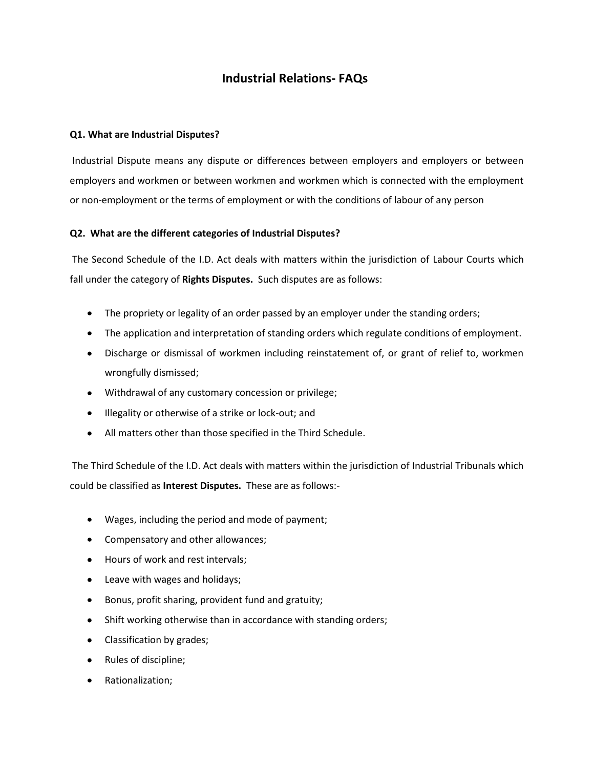# Industrial Relations- FAQs

**Q1. What are Industrial Disputes?**

Industrial Dispute means any dispute or differences between employers and employers or between employers and workmen or between workmen and workmen which is connected with the employment or non-employment or the terms of employment or with the conditions of labour of any person

**Q2. What are the different categories of Industrial Disputes?**

The Second Schedule of the I.D. Act deals with matters within the jurisdiction of Labour Courts which fall under the category of **Rights Disputes.** Such disputes are as follows:

- The propriety or legality of an order passed by an employer under the standing orders;
- The application and interpretation of standing orders which regulate conditions of employment.
- Discharge or dismissal of workmen including reinstatement of, or grant of relief to, workmen wrongfully dismissed;
- Withdrawal of any customary concession or privilege;
- Illegality or otherwise of a strike or lock-out; and
- All matters other than those specified in the Third Schedule.

The Third Schedule of the I.D. Act deals with matters within the jurisdiction of Industrial Tribunals which could be classified as **Interest Disputes.** These are as follows:-

- Wages, including the period and mode of payment;
- Compensatory and other allowances;
- Hours of work and rest intervals;
- Leave with wages and holidays;
- Bonus, profit sharing, provident fund and gratuity;
- Shift working otherwise than in accordance with standing orders;
- Classification by grades;
- Rules of discipline;
- Rationalization;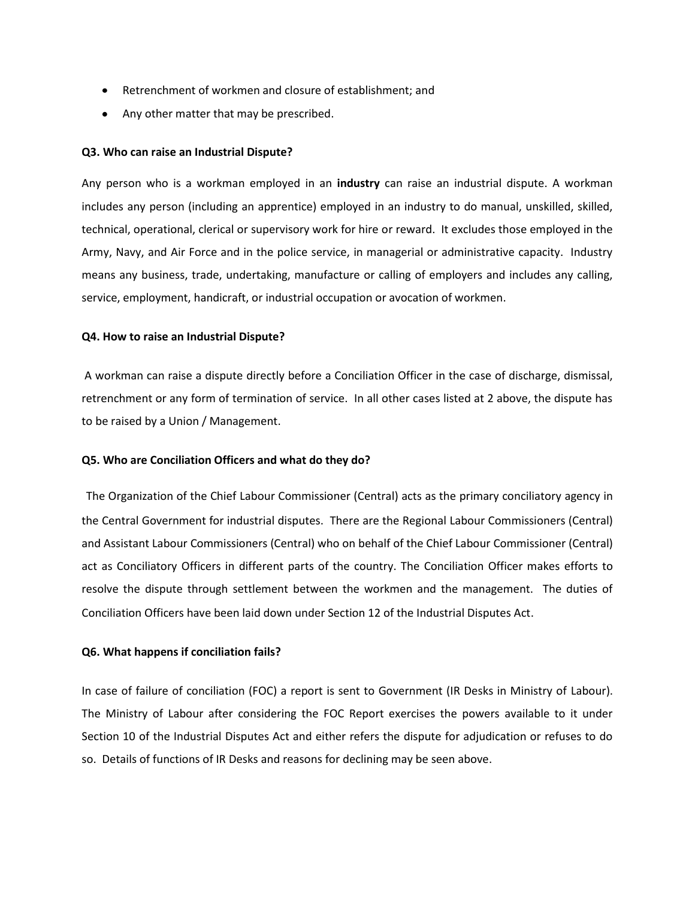- Retrenchment of workmen and closure of establishment; and
- Any other matter that may be prescribed.

**Q3. Who can raise an Industrial Dispute?**

Any person who is a workman employed in an **industry** can raise an industrial dispute. A workman includes any person (including an apprentice) employed in an industry to do manual, unskilled, skilled, technical, operational, clerical or supervisory work for hire or reward. It excludes those employed in the Army, Navy, and Air Force and in the police service, in managerial or administrative capacity. Industry means any business, trade, undertaking, manufacture or calling of employers and includes any calling, service, employment, handicraft, or industrial occupation or avocation of workmen.

**Q4. How to raise an Industrial Dispute?**

A workman can raise a dispute directly before a Conciliation Officer in the case of discharge, dismissal, retrenchment or any form of termination of service. In all other cases listed at 2 above, the dispute has to be raised by a Union / Management.

**Q5. Who are Conciliation Officers and what do they do?**

The Organization of the Chief Labour Commissioner (Central) acts as the primary conciliatory agency in the Central Government for industrial disputes. There are the Regional Labour Commissioners (Central) and Assistant Labour Commissioners (Central) who on behalf of the Chief Labour Commissioner (Central) act as Conciliatory Officers in different parts of the country. The Conciliation Officer makes efforts to resolve the dispute through settlement between the workmen and the management. The duties of Conciliation Officers have been laid down under Section 12 of the Industrial Disputes Act.

**Q6. What happens if conciliation fails?**

In case of failure of conciliation (FOC) a report is sent to Government (IR Desks in Ministry of Labour). The Ministry of Labour after considering the FOC Report exercises the powers available to it under Section 10 of the Industrial Disputes Act and either refers the dispute for adjudication or refuses to do so. Details of functions of IR Desks and reasons for declining may be seen above.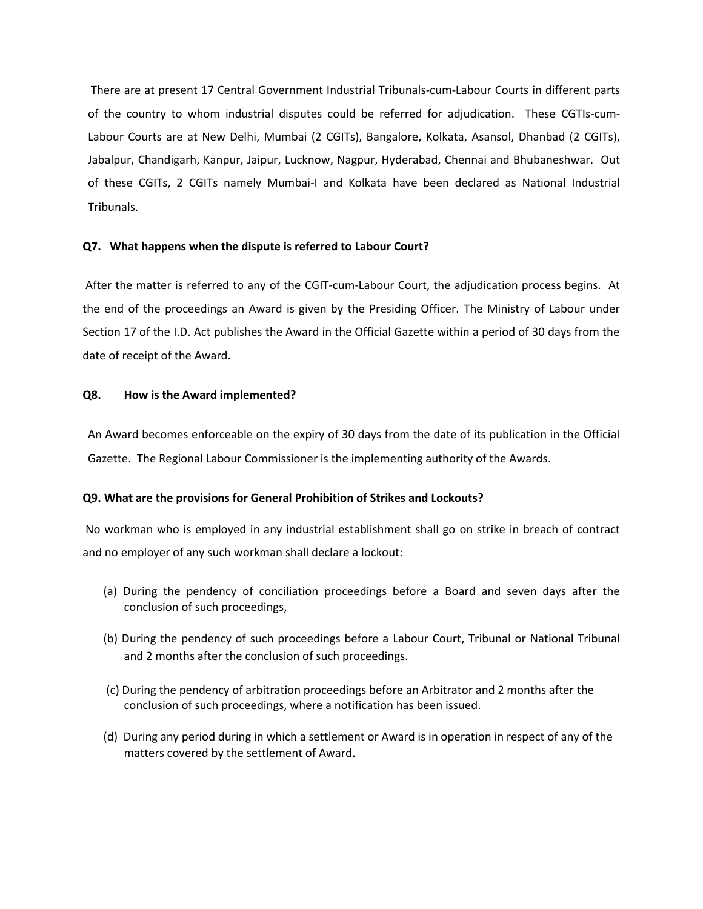There are at present 17 Central Government Industrial Tribunals-cum-Labour Courts in different parts of the country to whom industrial disputes could be referred for adjudication. These CGTIs-cum-Labour Courts are at New Delhi, Mumbai (2 CGITs), Bangalore, Kolkata, Asansol, Dhanbad (2 CGITs), Jabalpur, Chandigarh, Kanpur, Jaipur, Lucknow, Nagpur, Hyderabad, Chennai and Bhubaneshwar. Out of these CGITs, 2 CGITs namely Mumbai-I and Kolkata have been declared as National Industrial Tribunals.

**Q7. What happens when the dispute is referred to Labour Court?**

After the matter is referred to any of the CGIT-cum-Labour Court, the adjudication process begins. At the end of the proceedings an Award is given by the Presiding Officer. The Ministry of Labour under Section 17 of the I.D. Act publishes the Award in the Official Gazette within a period of 30 days from the date of receipt of the Award.

**Q8. How is the Award implemented?**

An Award becomes enforceable on the expiry of 30 days from the date of its publication in the Official Gazette. The Regional Labour Commissioner is the implementing authority of the Awards.

**Q9. What are the provisions for General Prohibition of Strikes and Lockouts?**

No workman who is employed in any industrial establishment shall go on strike in breach of contract and no employer of any such workman shall declare a lockout:

(a) During the pendency of conciliation proceedings before a Board and seven days after the conclusion of such proceedings,

(b) During the pendency of such proceedings before a Labour Court, Tribunal or National Tribunal and 2 months after the conclusion of such proceedings.

(c) During the pendency of arbitration proceedings before an Arbitrator and 2 months after the conclusion of such proceedings, where a notification has been issued.

(d) During any period during in which a settlement or Award is in operation in respect of any of the matters covered by the settlement of Award.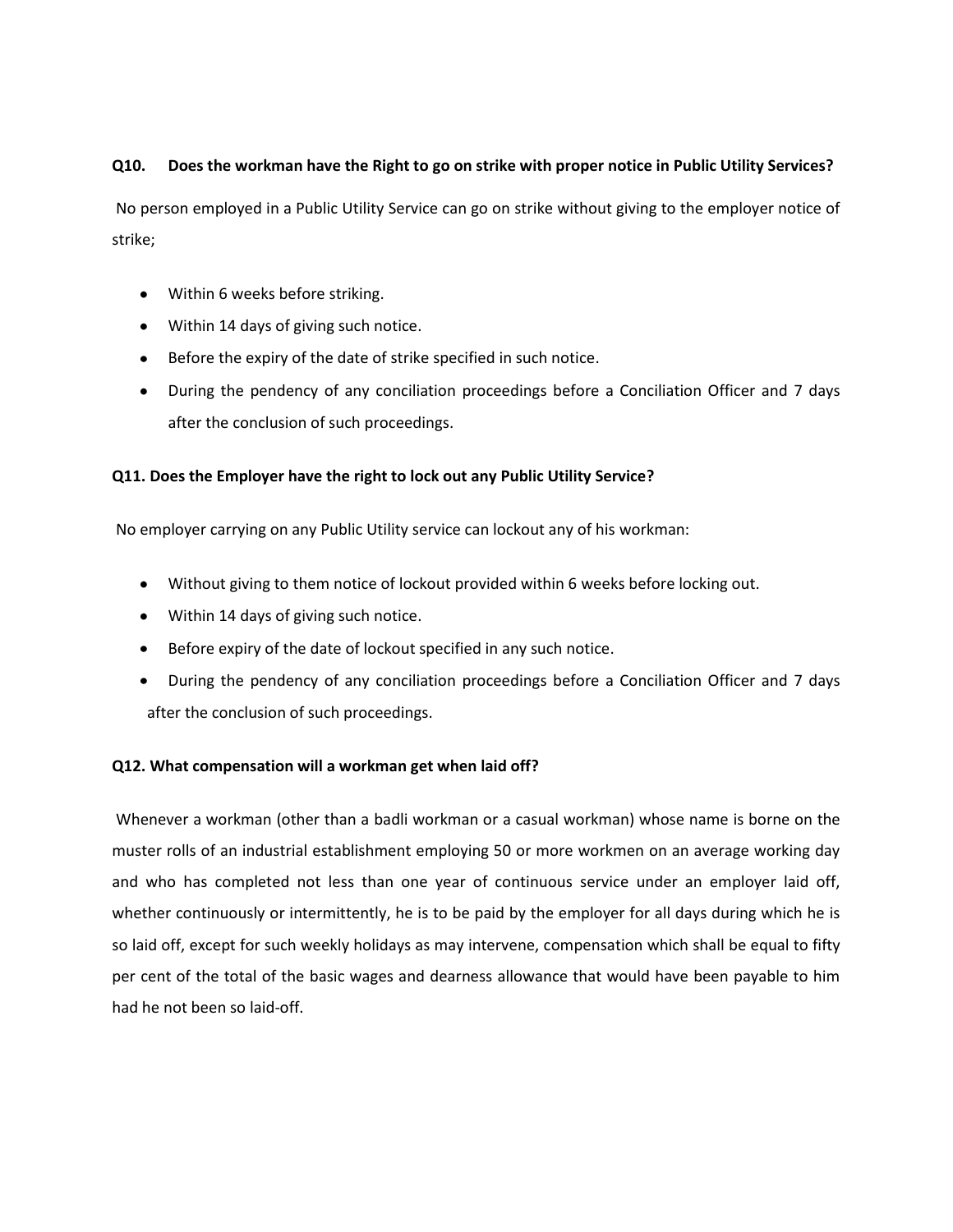**Q10. Does the workman have the Right to go on strike with proper notice in Public Utility Services?**

No person employed in a Public Utility Service can go on strike without giving to the employer notice of strike;

- Within 6 weeks before striking.
- Within 14 days of giving such notice.
- Before the expiry of the date of strike specified in such notice.
- During the pendency of any conciliation proceedings before a Conciliation Officer and 7 days after the conclusion of such proceedings.

**Q11. Does the Employer have the right to lock out any Public Utility Service?**

No employer carrying on any Public Utility service can lockout any of his workman:

- Without giving to them notice of lockout provided within 6 weeks before locking out.
- Within 14 days of giving such notice.
- Before expiry of the date of lockout specified in any such notice.
- During the pendency of any conciliation proceedings before a Conciliation Officer and 7 days after the conclusion of such proceedings.

**Q12. What compensation will a workman get when laid off?**

Whenever a workman (other than a badli workman or a casual workman) whose name is borne on the muster rolls of an industrial establishment employing 50 or more workmen on an average working day and who has completed not less than one year of continuous service under an employer laid off, whether continuously or intermittently, he is to be paid by the employer for all days during which he is so laid off, except for such weekly holidays as may intervene, compensation which shall be equal to fifty per cent of the total of the basic wages and dearness allowance that would have been payable to him had he not been so laid-off.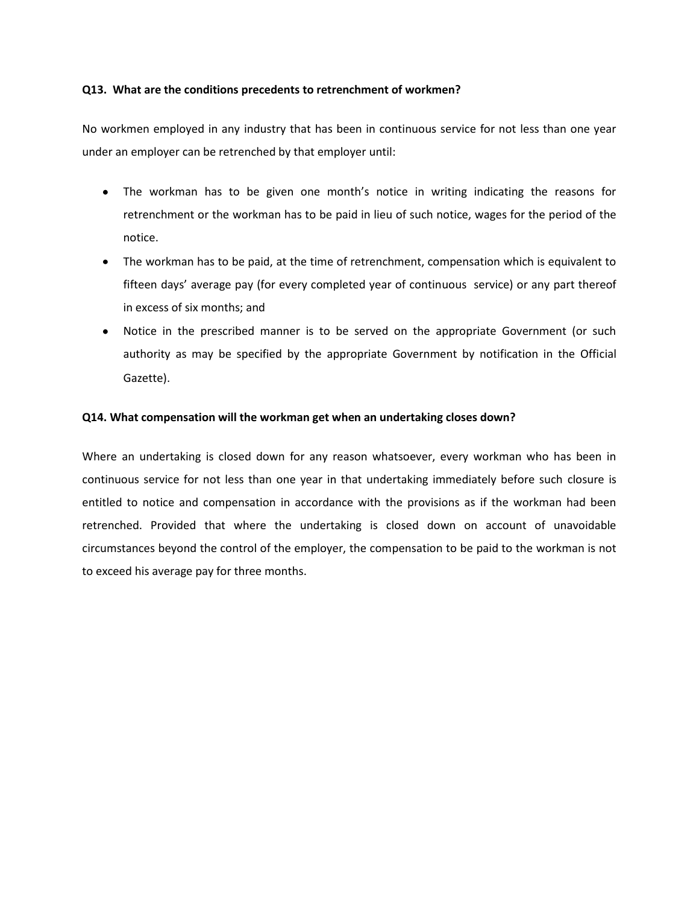**Q13. What are the conditions precedents to retrenchment of workmen?**

No workmen employed in any industry that has been in continuous service for not less than one year under an employer can be retrenched by that employer until:

- The workman has to be given one month's notice in writing indicating the reasons for retrenchment or the workman has to be paid in lieu of such notice, wages for the period of the notice.
- The workman has to be paid, at the time of retrenchment, compensation which is equivalent to fifteen days' average pay (for every completed year of continuous service) or any part thereof in excess of six months; and
- Notice in the prescribed manner is to be served on the appropriate Government (or such authority as may be specified by the appropriate Government by notification in the Official Gazette).

**Q14. What compensation will the workman get when an undertaking closes down?**

Where an undertaking is closed down for any reason whatsoever, every workman who has been in continuous service for not less than one year in that undertaking immediately before such closure is entitled to notice and compensation in accordance with the provisions as if the workman had been retrenched. Provided that where the undertaking is closed down on account of unavoidable circumstances beyond the control of the employer, the compensation to be paid to the workman is not to exceed his average pay for three months.